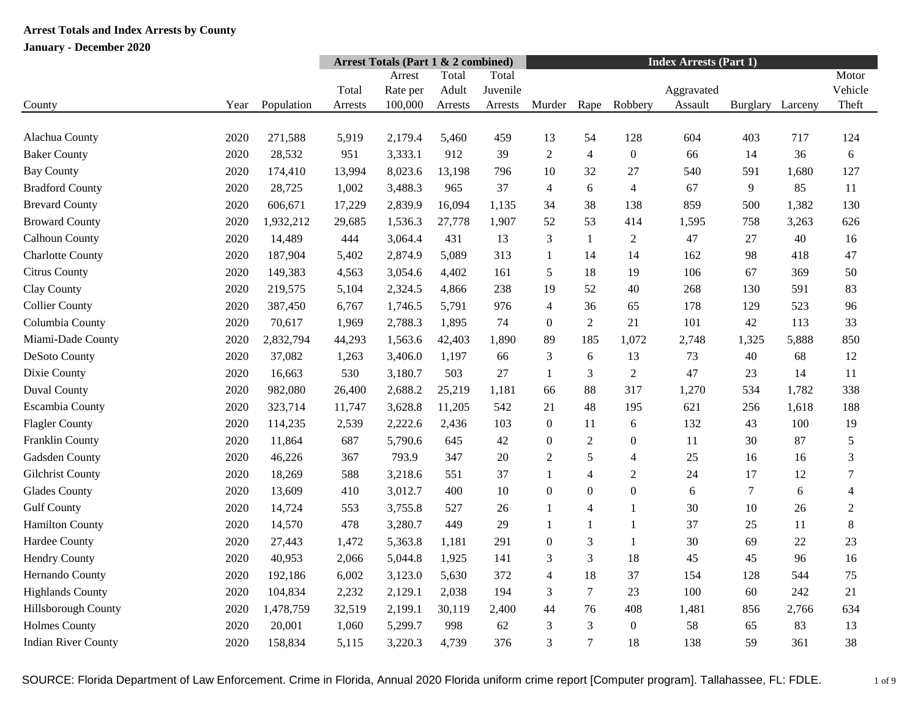**Arrest Totals and Index Arrests by County**

**January - December 2020**

| | | | Arrest Totals (Part 1 & 2 combined) | | | | Index Arrests (Part 1) | | | | | | |
|---|---|---|---|---|---|---|---|---|---|---|---|---|---|
| County | Year | Population | Total Arrests | Arrest Rate per 100,000 | Total Adult Arrests | Total Juvenile Arrests | Murder | Rape | Robbery | Aggravated Assault | Burglary | Larceny | Motor Vehicle Theft |
| Alachua County | 2020 | 271,588 | 5,919 | 2,179.4 | 5,460 | 459 | 13 | 54 | 128 | 604 | 403 | 717 | 124 |
| Baker County | 2020 | 28,532 | 951 | 3,333.1 | 912 | 39 | 2 | 4 | 0 | 66 | 14 | 36 | 6 |
| Bay County | 2020 | 174,410 | 13,994 | 8,023.6 | 13,198 | 796 | 10 | 32 | 27 | 540 | 591 | 1,680 | 127 |
| Bradford County | 2020 | 28,725 | 1,002 | 3,488.3 | 965 | 37 | 4 | 6 | 4 | 67 | 9 | 85 | 11 |
| Brevard County | 2020 | 606,671 | 17,229 | 2,839.9 | 16,094 | 1,135 | 34 | 38 | 138 | 859 | 500 | 1,382 | 130 |
| Broward County | 2020 | 1,932,212 | 29,685 | 1,536.3 | 27,778 | 1,907 | 52 | 53 | 414 | 1,595 | 758 | 3,263 | 626 |
| Calhoun County | 2020 | 14,489 | 444 | 3,064.4 | 431 | 13 | 3 | 1 | 2 | 47 | 27 | 40 | 16 |
| Charlotte County | 2020 | 187,904 | 5,402 | 2,874.9 | 5,089 | 313 | 1 | 14 | 14 | 162 | 98 | 418 | 47 |
| Citrus County | 2020 | 149,383 | 4,563 | 3,054.6 | 4,402 | 161 | 5 | 18 | 19 | 106 | 67 | 369 | 50 |
| Clay County | 2020 | 219,575 | 5,104 | 2,324.5 | 4,866 | 238 | 19 | 52 | 40 | 268 | 130 | 591 | 83 |
| Collier County | 2020 | 387,450 | 6,767 | 1,746.5 | 5,791 | 976 | 4 | 36 | 65 | 178 | 129 | 523 | 96 |
| Columbia County | 2020 | 70,617 | 1,969 | 2,788.3 | 1,895 | 74 | 0 | 2 | 21 | 101 | 42 | 113 | 33 |
| Miami-Dade County | 2020 | 2,832,794 | 44,293 | 1,563.6 | 42,403 | 1,890 | 89 | 185 | 1,072 | 2,748 | 1,325 | 5,888 | 850 |
| DeSoto County | 2020 | 37,082 | 1,263 | 3,406.0 | 1,197 | 66 | 3 | 6 | 13 | 73 | 40 | 68 | 12 |
| Dixie County | 2020 | 16,663 | 530 | 3,180.7 | 503 | 27 | 1 | 3 | 2 | 47 | 23 | 14 | 11 |
| Duval County | 2020 | 982,080 | 26,400 | 2,688.2 | 25,219 | 1,181 | 66 | 88 | 317 | 1,270 | 534 | 1,782 | 338 |
| Escambia County | 2020 | 323,714 | 11,747 | 3,628.8 | 11,205 | 542 | 21 | 48 | 195 | 621 | 256 | 1,618 | 188 |
| Flagler County | 2020 | 114,235 | 2,539 | 2,222.6 | 2,436 | 103 | 0 | 11 | 6 | 132 | 43 | 100 | 19 |
| Franklin County | 2020 | 11,864 | 687 | 5,790.6 | 645 | 42 | 0 | 2 | 0 | 11 | 30 | 87 | 5 |
| Gadsden County | 2020 | 46,226 | 367 | 793.9 | 347 | 20 | 2 | 5 | 4 | 25 | 16 | 16 | 3 |
| Gilchrist County | 2020 | 18,269 | 588 | 3,218.6 | 551 | 37 | 1 | 4 | 2 | 24 | 17 | 12 | 7 |
| Glades County | 2020 | 13,609 | 410 | 3,012.7 | 400 | 10 | 0 | 0 | 0 | 6 | 7 | 6 | 4 |
| Gulf County | 2020 | 14,724 | 553 | 3,755.8 | 527 | 26 | 1 | 4 | 1 | 30 | 10 | 26 | 2 |
| Hamilton County | 2020 | 14,570 | 478 | 3,280.7 | 449 | 29 | 1 | 1 | 1 | 37 | 25 | 11 | 8 |
| Hardee County | 2020 | 27,443 | 1,472 | 5,363.8 | 1,181 | 291 | 0 | 3 | 1 | 30 | 69 | 22 | 23 |
| Hendry County | 2020 | 40,953 | 2,066 | 5,044.8 | 1,925 | 141 | 3 | 3 | 18 | 45 | 45 | 96 | 16 |
| Hernando County | 2020 | 192,186 | 6,002 | 3,123.0 | 5,630 | 372 | 4 | 18 | 37 | 154 | 128 | 544 | 75 |
| Highlands County | 2020 | 104,834 | 2,232 | 2,129.1 | 2,038 | 194 | 3 | 7 | 23 | 100 | 60 | 242 | 21 |
| Hillsborough County | 2020 | 1,478,759 | 32,519 | 2,199.1 | 30,119 | 2,400 | 44 | 76 | 408 | 1,481 | 856 | 2,766 | 634 |
| Holmes County | 2020 | 20,001 | 1,060 | 5,299.7 | 998 | 62 | 3 | 3 | 0 | 58 | 65 | 83 | 13 |
| Indian River County | 2020 | 158,834 | 5,115 | 3,220.3 | 4,739 | 376 | 3 | 7 | 18 | 138 | 59 | 361 | 38 |

SOURCE: Florida Department of Law Enforcement. Crime in Florida, Annual 2020 Florida uniform crime report [Computer program]. Tallahassee, FL: FDLE.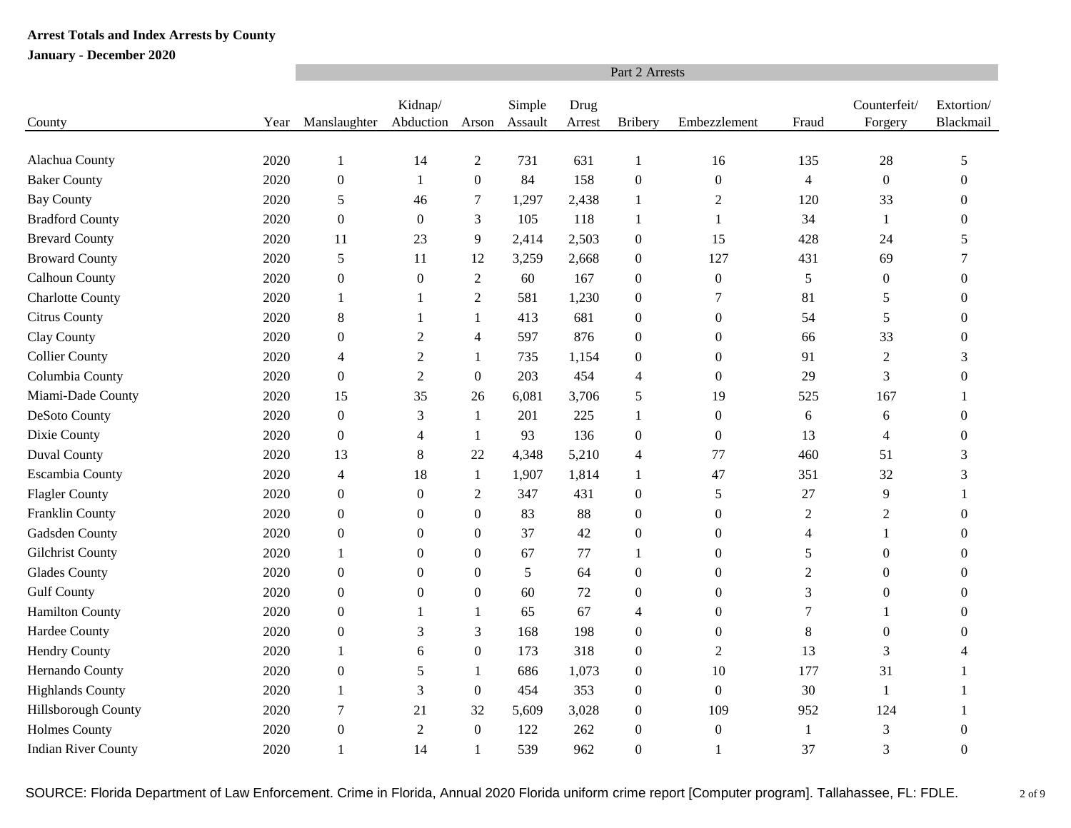**Arrest Totals and Index Arrests by County**

**January - December 2020**

| County | Year | Part 2 Arrests | | | | | | | | | |
|---|---|---|---|---|---|---|---|---|---|---|---|
| | | Manslaughter | Kidnap/ Abduction | Arson | Simple Assault | Drug Arrest | Bribery | Embezzlement | Fraud | Counterfeit/ Forgery | Extortion/ Blackmail |
| Alachua County | 2020 | 1 | 14 | 2 | 731 | 631 | 1 | 16 | 135 | 28 | 5 |
| Baker County | 2020 | 0 | 1 | 0 | 84 | 158 | 0 | 0 | 4 | 0 | 0 |
| Bay County | 2020 | 5 | 46 | 7 | 1,297 | 2,438 | 1 | 2 | 120 | 33 | 0 |
| Bradford County | 2020 | 0 | 0 | 3 | 105 | 118 | 1 | 1 | 34 | 1 | 0 |
| Brevard County | 2020 | 11 | 23 | 9 | 2,414 | 2,503 | 0 | 15 | 428 | 24 | 5 |
| Broward County | 2020 | 5 | 11 | 12 | 3,259 | 2,668 | 0 | 127 | 431 | 69 | 7 |
| Calhoun County | 2020 | 0 | 0 | 2 | 60 | 167 | 0 | 0 | 5 | 0 | 0 |
| Charlotte County | 2020 | 1 | 1 | 2 | 581 | 1,230 | 0 | 7 | 81 | 5 | 0 |
| Citrus County | 2020 | 8 | 1 | 1 | 413 | 681 | 0 | 0 | 54 | 5 | 0 |
| Clay County | 2020 | 0 | 2 | 4 | 597 | 876 | 0 | 0 | 66 | 33 | 0 |
| Collier County | 2020 | 4 | 2 | 1 | 735 | 1,154 | 0 | 0 | 91 | 2 | 3 |
| Columbia County | 2020 | 0 | 2 | 0 | 203 | 454 | 4 | 0 | 29 | 3 | 0 |
| Miami-Dade County | 2020 | 15 | 35 | 26 | 6,081 | 3,706 | 5 | 19 | 525 | 167 | 1 |
| DeSoto County | 2020 | 0 | 3 | 1 | 201 | 225 | 1 | 0 | 6 | 6 | 0 |
| Dixie County | 2020 | 0 | 4 | 1 | 93 | 136 | 0 | 0 | 13 | 4 | 0 |
| Duval County | 2020 | 13 | 8 | 22 | 4,348 | 5,210 | 4 | 77 | 460 | 51 | 3 |
| Escambia County | 2020 | 4 | 18 | 1 | 1,907 | 1,814 | 1 | 47 | 351 | 32 | 3 |
| Flagler County | 2020 | 0 | 0 | 2 | 347 | 431 | 0 | 5 | 27 | 9 | 1 |
| Franklin County | 2020 | 0 | 0 | 0 | 83 | 88 | 0 | 0 | 2 | 2 | 0 |
| Gadsden County | 2020 | 0 | 0 | 0 | 37 | 42 | 0 | 0 | 4 | 1 | 0 |
| Gilchrist County | 2020 | 1 | 0 | 0 | 67 | 77 | 1 | 0 | 5 | 0 | 0 |
| Glades County | 2020 | 0 | 0 | 0 | 5 | 64 | 0 | 0 | 2 | 0 | 0 |
| Gulf County | 2020 | 0 | 0 | 0 | 60 | 72 | 0 | 0 | 3 | 0 | 0 |
| Hamilton County | 2020 | 0 | 1 | 1 | 65 | 67 | 4 | 0 | 7 | 1 | 0 |
| Hardee County | 2020 | 0 | 3 | 3 | 168 | 198 | 0 | 0 | 8 | 0 | 0 |
| Hendry County | 2020 | 1 | 6 | 0 | 173 | 318 | 0 | 2 | 13 | 3 | 4 |
| Hernando County | 2020 | 0 | 5 | 1 | 686 | 1,073 | 0 | 10 | 177 | 31 | 1 |
| Highlands County | 2020 | 1 | 3 | 0 | 454 | 353 | 0 | 0 | 30 | 1 | 1 |
| Hillsborough County | 2020 | 7 | 21 | 32 | 5,609 | 3,028 | 0 | 109 | 952 | 124 | 1 |
| Holmes County | 2020 | 0 | 2 | 0 | 122 | 262 | 0 | 0 | 1 | 3 | 0 |
| Indian River County | 2020 | 1 | 14 | 1 | 539 | 962 | 0 | 1 | 37 | 3 | 0 |

SOURCE: Florida Department of Law Enforcement. Crime in Florida, Annual 2020 Florida uniform crime report [Computer program]. Tallahassee, FL: FDLE.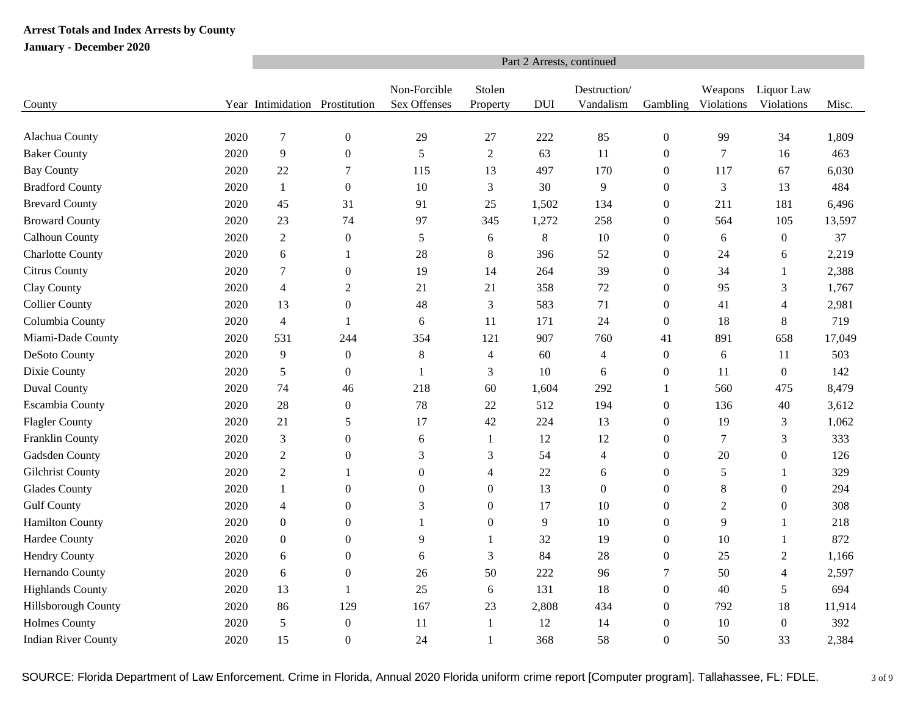**Arrest Totals and Index Arrests by County**

**January - December 2020**

| | | Part 2 Arrests, continued | | | | | | | | | |
|---|---|---|---|---|---|---|---|---|---|---|---|
| County | Year | Intimidation | Prostitution | Non-Forcible Sex Offenses | Stolen Property | DUI | Destruction/ Vandalism | Gambling | Weapons Violations | Liquor Law Violations | Misc. |
| Alachua County | 2020 | 7 | 0 | 29 | 27 | 222 | 85 | 0 | 99 | 34 | 1,809 |
| Baker County | 2020 | 9 | 0 | 5 | 2 | 63 | 11 | 0 | 7 | 16 | 463 |
| Bay County | 2020 | 22 | 7 | 115 | 13 | 497 | 170 | 0 | 117 | 67 | 6,030 |
| Bradford County | 2020 | 1 | 0 | 10 | 3 | 30 | 9 | 0 | 3 | 13 | 484 |
| Brevard County | 2020 | 45 | 31 | 91 | 25 | 1,502 | 134 | 0 | 211 | 181 | 6,496 |
| Broward County | 2020 | 23 | 74 | 97 | 345 | 1,272 | 258 | 0 | 564 | 105 | 13,597 |
| Calhoun County | 2020 | 2 | 0 | 5 | 6 | 8 | 10 | 0 | 6 | 0 | 37 |
| Charlotte County | 2020 | 6 | 1 | 28 | 8 | 396 | 52 | 0 | 24 | 6 | 2,219 |
| Citrus County | 2020 | 7 | 0 | 19 | 14 | 264 | 39 | 0 | 34 | 1 | 2,388 |
| Clay County | 2020 | 4 | 2 | 21 | 21 | 358 | 72 | 0 | 95 | 3 | 1,767 |
| Collier County | 2020 | 13 | 0 | 48 | 3 | 583 | 71 | 0 | 41 | 4 | 2,981 |
| Columbia County | 2020 | 4 | 1 | 6 | 11 | 171 | 24 | 0 | 18 | 8 | 719 |
| Miami-Dade County | 2020 | 531 | 244 | 354 | 121 | 907 | 760 | 41 | 891 | 658 | 17,049 |
| DeSoto County | 2020 | 9 | 0 | 8 | 4 | 60 | 4 | 0 | 6 | 11 | 503 |
| Dixie County | 2020 | 5 | 0 | 1 | 3 | 10 | 6 | 0 | 11 | 0 | 142 |
| Duval County | 2020 | 74 | 46 | 218 | 60 | 1,604 | 292 | 1 | 560 | 475 | 8,479 |
| Escambia County | 2020 | 28 | 0 | 78 | 22 | 512 | 194 | 0 | 136 | 40 | 3,612 |
| Flagler County | 2020 | 21 | 5 | 17 | 42 | 224 | 13 | 0 | 19 | 3 | 1,062 |
| Franklin County | 2020 | 3 | 0 | 6 | 1 | 12 | 12 | 0 | 7 | 3 | 333 |
| Gadsden County | 2020 | 2 | 0 | 3 | 3 | 54 | 4 | 0 | 20 | 0 | 126 |
| Gilchrist County | 2020 | 2 | 1 | 0 | 4 | 22 | 6 | 0 | 5 | 1 | 329 |
| Glades County | 2020 | 1 | 0 | 0 | 0 | 13 | 0 | 0 | 8 | 0 | 294 |
| Gulf County | 2020 | 4 | 0 | 3 | 0 | 17 | 10 | 0 | 2 | 0 | 308 |
| Hamilton County | 2020 | 0 | 0 | 1 | 0 | 9 | 10 | 0 | 9 | 1 | 218 |
| Hardee County | 2020 | 0 | 0 | 9 | 1 | 32 | 19 | 0 | 10 | 1 | 872 |
| Hendry County | 2020 | 6 | 0 | 6 | 3 | 84 | 28 | 0 | 25 | 2 | 1,166 |
| Hernando County | 2020 | 6 | 0 | 26 | 50 | 222 | 96 | 7 | 50 | 4 | 2,597 |
| Highlands County | 2020 | 13 | 1 | 25 | 6 | 131 | 18 | 0 | 40 | 5 | 694 |
| Hillsborough County | 2020 | 86 | 129 | 167 | 23 | 2,808 | 434 | 0 | 792 | 18 | 11,914 |
| Holmes County | 2020 | 5 | 0 | 11 | 1 | 12 | 14 | 0 | 10 | 0 | 392 |
| Indian River County | 2020 | 15 | 0 | 24 | 1 | 368 | 58 | 0 | 50 | 33 | 2,384 |

SOURCE: Florida Department of Law Enforcement. Crime in Florida, Annual 2020 Florida uniform crime report [Computer program]. Tallahassee, FL: FDLE.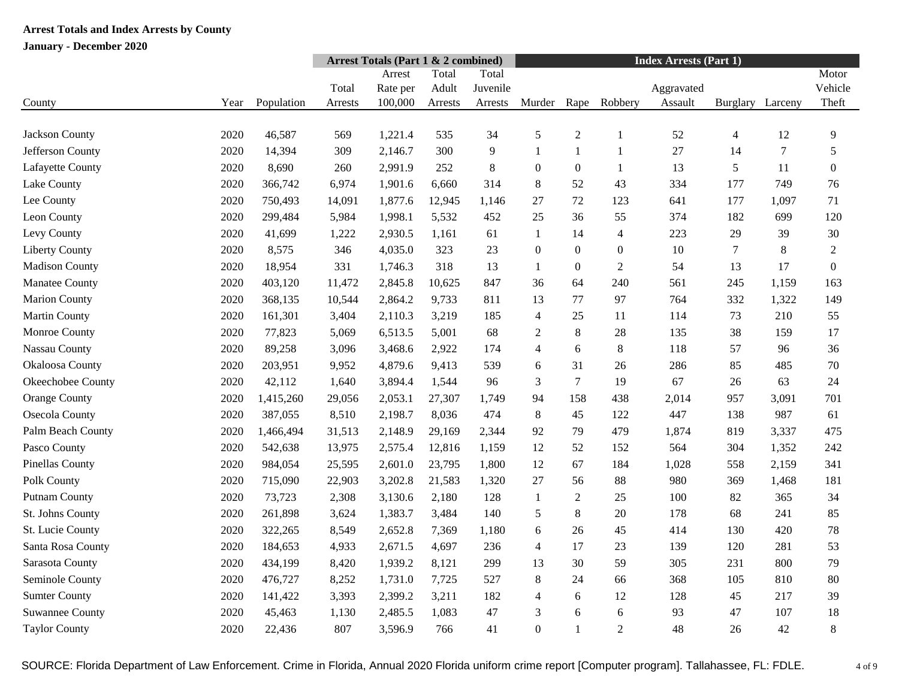**Arrest Totals and Index Arrests by County**

**January - December 2020**

| | | | Arrest Totals (Part 1 & 2 combined) | | | | Index Arrests (Part 1) | | | | | | |
|---|---|---|---|---|---|---|---|---|---|---|---|---|---|
| County | Year | Population | Total Arrests | Arrest Rate per 100,000 | Total Adult Arrests | Total Juvenile Arrests | Murder | Rape | Robbery | Aggravated Assault | Burglary | Larceny | Motor Vehicle Theft |
| Jackson County | 2020 | 46,587 | 569 | 1,221.4 | 535 | 34 | 5 | 2 | 1 | 52 | 4 | 12 | 9 |
| Jefferson County | 2020 | 14,394 | 309 | 2,146.7 | 300 | 9 | 1 | 1 | 1 | 27 | 14 | 7 | 5 |
| Lafayette County | 2020 | 8,690 | 260 | 2,991.9 | 252 | 8 | 0 | 0 | 1 | 13 | 5 | 11 | 0 |
| Lake County | 2020 | 366,742 | 6,974 | 1,901.6 | 6,660 | 314 | 8 | 52 | 43 | 334 | 177 | 749 | 76 |
| Lee County | 2020 | 750,493 | 14,091 | 1,877.6 | 12,945 | 1,146 | 27 | 72 | 123 | 641 | 177 | 1,097 | 71 |
| Leon County | 2020 | 299,484 | 5,984 | 1,998.1 | 5,532 | 452 | 25 | 36 | 55 | 374 | 182 | 699 | 120 |
| Levy County | 2020 | 41,699 | 1,222 | 2,930.5 | 1,161 | 61 | 1 | 14 | 4 | 223 | 29 | 39 | 30 |
| Liberty County | 2020 | 8,575 | 346 | 4,035.0 | 323 | 23 | 0 | 0 | 0 | 10 | 7 | 8 | 2 |
| Madison County | 2020 | 18,954 | 331 | 1,746.3 | 318 | 13 | 1 | 0 | 2 | 54 | 13 | 17 | 0 |
| Manatee County | 2020 | 403,120 | 11,472 | 2,845.8 | 10,625 | 847 | 36 | 64 | 240 | 561 | 245 | 1,159 | 163 |
| Marion County | 2020 | 368,135 | 10,544 | 2,864.2 | 9,733 | 811 | 13 | 77 | 97 | 764 | 332 | 1,322 | 149 |
| Martin County | 2020 | 161,301 | 3,404 | 2,110.3 | 3,219 | 185 | 4 | 25 | 11 | 114 | 73 | 210 | 55 |
| Monroe County | 2020 | 77,823 | 5,069 | 6,513.5 | 5,001 | 68 | 2 | 8 | 28 | 135 | 38 | 159 | 17 |
| Nassau County | 2020 | 89,258 | 3,096 | 3,468.6 | 2,922 | 174 | 4 | 6 | 8 | 118 | 57 | 96 | 36 |
| Okaloosa County | 2020 | 203,951 | 9,952 | 4,879.6 | 9,413 | 539 | 6 | 31 | 26 | 286 | 85 | 485 | 70 |
| Okeechobee County | 2020 | 42,112 | 1,640 | 3,894.4 | 1,544 | 96 | 3 | 7 | 19 | 67 | 26 | 63 | 24 |
| Orange County | 2020 | 1,415,260 | 29,056 | 2,053.1 | 27,307 | 1,749 | 94 | 158 | 438 | 2,014 | 957 | 3,091 | 701 |
| Osecola County | 2020 | 387,055 | 8,510 | 2,198.7 | 8,036 | 474 | 8 | 45 | 122 | 447 | 138 | 987 | 61 |
| Palm Beach County | 2020 | 1,466,494 | 31,513 | 2,148.9 | 29,169 | 2,344 | 92 | 79 | 479 | 1,874 | 819 | 3,337 | 475 |
| Pasco County | 2020 | 542,638 | 13,975 | 2,575.4 | 12,816 | 1,159 | 12 | 52 | 152 | 564 | 304 | 1,352 | 242 |
| Pinellas County | 2020 | 984,054 | 25,595 | 2,601.0 | 23,795 | 1,800 | 12 | 67 | 184 | 1,028 | 558 | 2,159 | 341 |
| Polk County | 2020 | 715,090 | 22,903 | 3,202.8 | 21,583 | 1,320 | 27 | 56 | 88 | 980 | 369 | 1,468 | 181 |
| Putnam County | 2020 | 73,723 | 2,308 | 3,130.6 | 2,180 | 128 | 1 | 2 | 25 | 100 | 82 | 365 | 34 |
| St. Johns County | 2020 | 261,898 | 3,624 | 1,383.7 | 3,484 | 140 | 5 | 8 | 20 | 178 | 68 | 241 | 85 |
| St. Lucie County | 2020 | 322,265 | 8,549 | 2,652.8 | 7,369 | 1,180 | 6 | 26 | 45 | 414 | 130 | 420 | 78 |
| Santa Rosa County | 2020 | 184,653 | 4,933 | 2,671.5 | 4,697 | 236 | 4 | 17 | 23 | 139 | 120 | 281 | 53 |
| Sarasota County | 2020 | 434,199 | 8,420 | 1,939.2 | 8,121 | 299 | 13 | 30 | 59 | 305 | 231 | 800 | 79 |
| Seminole County | 2020 | 476,727 | 8,252 | 1,731.0 | 7,725 | 527 | 8 | 24 | 66 | 368 | 105 | 810 | 80 |
| Sumter County | 2020 | 141,422 | 3,393 | 2,399.2 | 3,211 | 182 | 4 | 6 | 12 | 128 | 45 | 217 | 39 |
| Suwannee County | 2020 | 45,463 | 1,130 | 2,485.5 | 1,083 | 47 | 3 | 6 | 6 | 93 | 47 | 107 | 18 |
| Taylor County | 2020 | 22,436 | 807 | 3,596.9 | 766 | 41 | 0 | 1 | 2 | 48 | 26 | 42 | 8 |

SOURCE: Florida Department of Law Enforcement. Crime in Florida, Annual 2020 Florida uniform crime report [Computer program]. Tallahassee, FL: FDLE.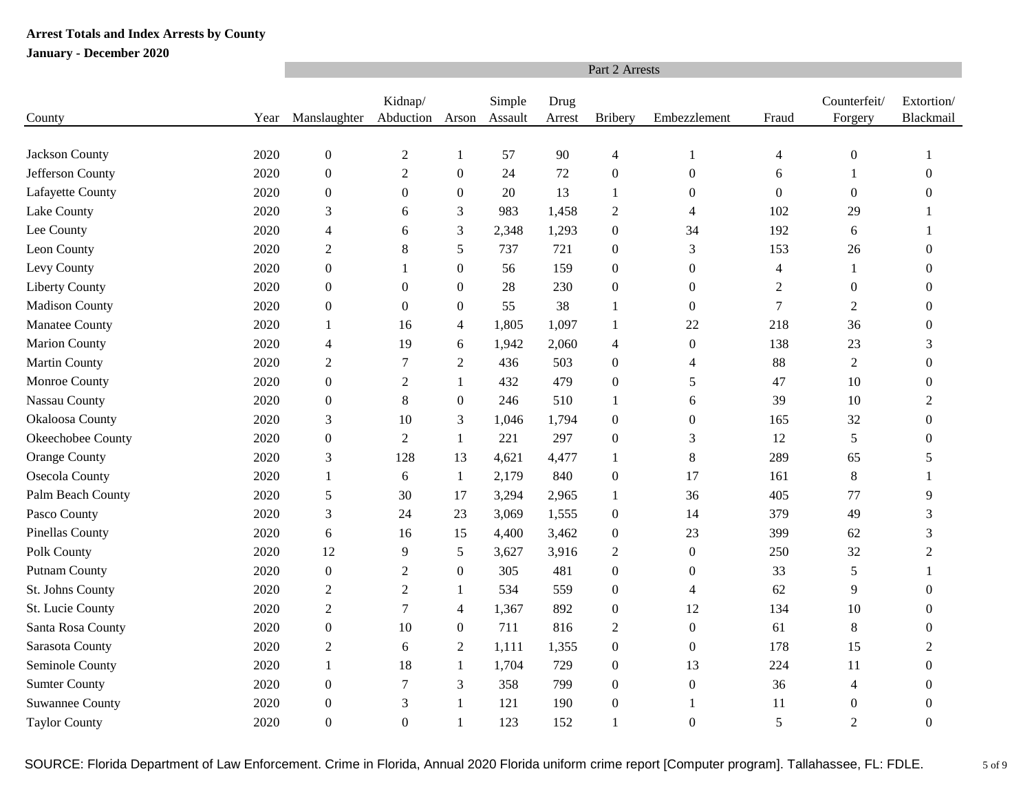**Arrest Totals and Index Arrests by County**

**January - December 2020**

| | | Part 2 Arrests | | | | | | | | | |
|---|---|---|---|---|---|---|---|---|---|---|---|
| County | Year | Manslaughter | Kidnap/ Abduction | Arson | Simple Assault | Drug Arrest | Bribery | Embezzlement | Fraud | Counterfeit/ Forgery | Extortion/ Blackmail |
| Jackson County | 2020 | 0 | 2 | 1 | 57 | 90 | 4 | 1 | 4 | 0 | 1 |
| Jefferson County | 2020 | 0 | 2 | 0 | 24 | 72 | 0 | 0 | 6 | 1 | 0 |
| Lafayette County | 2020 | 0 | 0 | 0 | 20 | 13 | 1 | 0 | 0 | 0 | 0 |
| Lake County | 2020 | 3 | 6 | 3 | 983 | 1,458 | 2 | 4 | 102 | 29 | 1 |
| Lee County | 2020 | 4 | 6 | 3 | 2,348 | 1,293 | 0 | 34 | 192 | 6 | 1 |
| Leon County | 2020 | 2 | 8 | 5 | 737 | 721 | 0 | 3 | 153 | 26 | 0 |
| Levy County | 2020 | 0 | 1 | 0 | 56 | 159 | 0 | 0 | 4 | 1 | 0 |
| Liberty County | 2020 | 0 | 0 | 0 | 28 | 230 | 0 | 0 | 2 | 0 | 0 |
| Madison County | 2020 | 0 | 0 | 0 | 55 | 38 | 1 | 0 | 7 | 2 | 0 |
| Manatee County | 2020 | 1 | 16 | 4 | 1,805 | 1,097 | 1 | 22 | 218 | 36 | 0 |
| Marion County | 2020 | 4 | 19 | 6 | 1,942 | 2,060 | 4 | 0 | 138 | 23 | 3 |
| Martin County | 2020 | 2 | 7 | 2 | 436 | 503 | 0 | 4 | 88 | 2 | 0 |
| Monroe County | 2020 | 0 | 2 | 1 | 432 | 479 | 0 | 5 | 47 | 10 | 0 |
| Nassau County | 2020 | 0 | 8 | 0 | 246 | 510 | 1 | 6 | 39 | 10 | 2 |
| Okaloosa County | 2020 | 3 | 10 | 3 | 1,046 | 1,794 | 0 | 0 | 165 | 32 | 0 |
| Okeechobee County | 2020 | 0 | 2 | 1 | 221 | 297 | 0 | 3 | 12 | 5 | 0 |
| Orange County | 2020 | 3 | 128 | 13 | 4,621 | 4,477 | 1 | 8 | 289 | 65 | 5 |
| Osecola County | 2020 | 1 | 6 | 1 | 2,179 | 840 | 0 | 17 | 161 | 8 | 1 |
| Palm Beach County | 2020 | 5 | 30 | 17 | 3,294 | 2,965 | 1 | 36 | 405 | 77 | 9 |
| Pasco County | 2020 | 3 | 24 | 23 | 3,069 | 1,555 | 0 | 14 | 379 | 49 | 3 |
| Pinellas County | 2020 | 6 | 16 | 15 | 4,400 | 3,462 | 0 | 23 | 399 | 62 | 3 |
| Polk County | 2020 | 12 | 9 | 5 | 3,627 | 3,916 | 2 | 0 | 250 | 32 | 2 |
| Putnam County | 2020 | 0 | 2 | 0 | 305 | 481 | 0 | 0 | 33 | 5 | 1 |
| St. Johns County | 2020 | 2 | 2 | 1 | 534 | 559 | 0 | 4 | 62 | 9 | 0 |
| St. Lucie County | 2020 | 2 | 7 | 4 | 1,367 | 892 | 0 | 12 | 134 | 10 | 0 |
| Santa Rosa County | 2020 | 0 | 10 | 0 | 711 | 816 | 2 | 0 | 61 | 8 | 0 |
| Sarasota County | 2020 | 2 | 6 | 2 | 1,111 | 1,355 | 0 | 0 | 178 | 15 | 2 |
| Seminole County | 2020 | 1 | 18 | 1 | 1,704 | 729 | 0 | 13 | 224 | 11 | 0 |
| Sumter County | 2020 | 0 | 7 | 3 | 358 | 799 | 0 | 0 | 36 | 4 | 0 |
| Suwannee County | 2020 | 0 | 3 | 1 | 121 | 190 | 0 | 1 | 11 | 0 | 0 |
| Taylor County | 2020 | 0 | 0 | 1 | 123 | 152 | 1 | 0 | 5 | 2 | 0 |

SOURCE: Florida Department of Law Enforcement. Crime in Florida, Annual 2020 Florida uniform crime report [Computer program]. Tallahassee, FL: FDLE.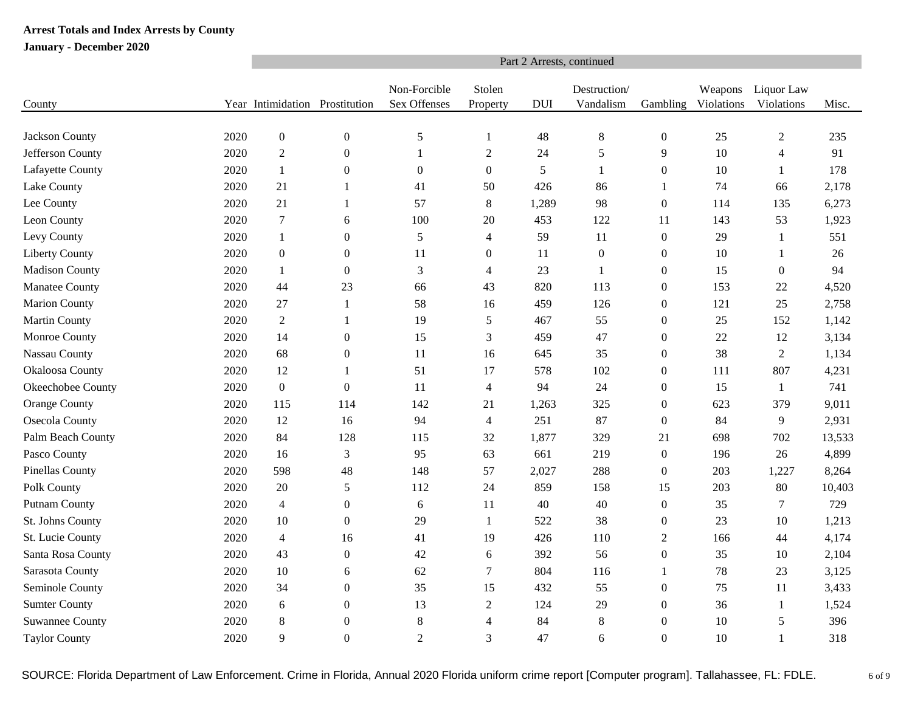**Arrest Totals and Index Arrests by County**

**January - December 2020**

| | | Part 2 Arrests, continued | | | | | | | | | |
|---|---|---|---|---|---|---|---|---|---|---|---|
| County | Year | Intimidation | Prostitution | Non-Forcible Sex Offenses | Stolen Property | DUI | Destruction/ Vandalism | Gambling | Weapons Violations | Liquor Law Violations | Misc. |
| Jackson County | 2020 | 0 | 0 | 5 | 1 | 48 | 8 | 0 | 25 | 2 | 235 |
| Jefferson County | 2020 | 2 | 0 | 1 | 2 | 24 | 5 | 9 | 10 | 4 | 91 |
| Lafayette County | 2020 | 1 | 0 | 0 | 0 | 5 | 1 | 0 | 10 | 1 | 178 |
| Lake County | 2020 | 21 | 1 | 41 | 50 | 426 | 86 | 1 | 74 | 66 | 2,178 |
| Lee County | 2020 | 21 | 1 | 57 | 8 | 1,289 | 98 | 0 | 114 | 135 | 6,273 |
| Leon County | 2020 | 7 | 6 | 100 | 20 | 453 | 122 | 11 | 143 | 53 | 1,923 |
| Levy County | 2020 | 1 | 0 | 5 | 4 | 59 | 11 | 0 | 29 | 1 | 551 |
| Liberty County | 2020 | 0 | 0 | 11 | 0 | 11 | 0 | 0 | 10 | 1 | 26 |
| Madison County | 2020 | 1 | 0 | 3 | 4 | 23 | 1 | 0 | 15 | 0 | 94 |
| Manatee County | 2020 | 44 | 23 | 66 | 43 | 820 | 113 | 0 | 153 | 22 | 4,520 |
| Marion County | 2020 | 27 | 1 | 58 | 16 | 459 | 126 | 0 | 121 | 25 | 2,758 |
| Martin County | 2020 | 2 | 1 | 19 | 5 | 467 | 55 | 0 | 25 | 152 | 1,142 |
| Monroe County | 2020 | 14 | 0 | 15 | 3 | 459 | 47 | 0 | 22 | 12 | 3,134 |
| Nassau County | 2020 | 68 | 0 | 11 | 16 | 645 | 35 | 0 | 38 | 2 | 1,134 |
| Okaloosa County | 2020 | 12 | 1 | 51 | 17 | 578 | 102 | 0 | 111 | 807 | 4,231 |
| Okeechobee County | 2020 | 0 | 0 | 11 | 4 | 94 | 24 | 0 | 15 | 1 | 741 |
| Orange County | 2020 | 115 | 114 | 142 | 21 | 1,263 | 325 | 0 | 623 | 379 | 9,011 |
| Osecola County | 2020 | 12 | 16 | 94 | 4 | 251 | 87 | 0 | 84 | 9 | 2,931 |
| Palm Beach County | 2020 | 84 | 128 | 115 | 32 | 1,877 | 329 | 21 | 698 | 702 | 13,533 |
| Pasco County | 2020 | 16 | 3 | 95 | 63 | 661 | 219 | 0 | 196 | 26 | 4,899 |
| Pinellas County | 2020 | 598 | 48 | 148 | 57 | 2,027 | 288 | 0 | 203 | 1,227 | 8,264 |
| Polk County | 2020 | 20 | 5 | 112 | 24 | 859 | 158 | 15 | 203 | 80 | 10,403 |
| Putnam County | 2020 | 4 | 0 | 6 | 11 | 40 | 40 | 0 | 35 | 7 | 729 |
| St. Johns County | 2020 | 10 | 0 | 29 | 1 | 522 | 38 | 0 | 23 | 10 | 1,213 |
| St. Lucie County | 2020 | 4 | 16 | 41 | 19 | 426 | 110 | 2 | 166 | 44 | 4,174 |
| Santa Rosa County | 2020 | 43 | 0 | 42 | 6 | 392 | 56 | 0 | 35 | 10 | 2,104 |
| Sarasota County | 2020 | 10 | 6 | 62 | 7 | 804 | 116 | 1 | 78 | 23 | 3,125 |
| Seminole County | 2020 | 34 | 0 | 35 | 15 | 432 | 55 | 0 | 75 | 11 | 3,433 |
| Sumter County | 2020 | 6 | 0 | 13 | 2 | 124 | 29 | 0 | 36 | 1 | 1,524 |
| Suwannee County | 2020 | 8 | 0 | 8 | 4 | 84 | 8 | 0 | 10 | 5 | 396 |
| Taylor County | 2020 | 9 | 0 | 2 | 3 | 47 | 6 | 0 | 10 | 1 | 318 |

SOURCE: Florida Department of Law Enforcement. Crime in Florida, Annual 2020 Florida uniform crime report [Computer program]. Tallahassee, FL: FDLE.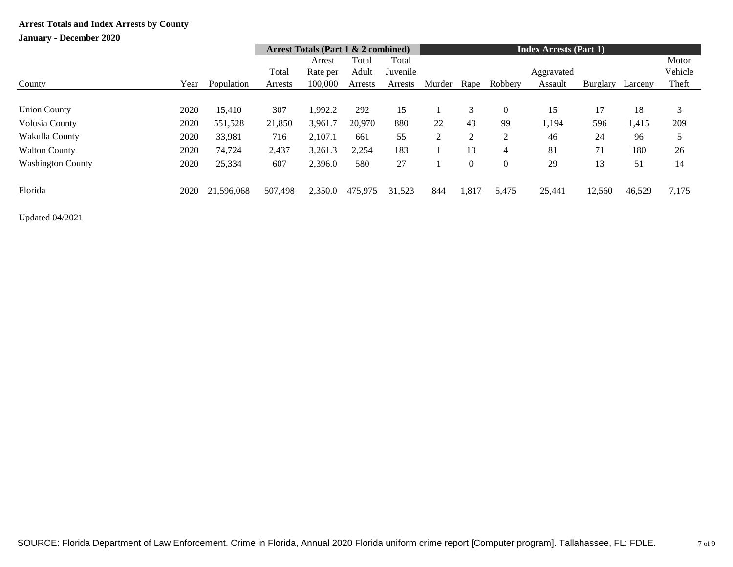**Arrest Totals and Index Arrests by County**

**January - December 2020**

| County | Year | Population | Arrest Totals (Part 1 & 2 combined) | | | | Index Arrests (Part 1) | | | | | | |
|---|---|---|---|---|---|---|---|---|---|---|---|---|---|
| | | | Total Arrests | Arrest Rate per 100,000 | Total Adult Arrests | Total Juvenile Arrests | Murder | Rape | Robbery | Aggravated Assault | Burglary | Larceny | Motor Vehicle Theft |
| Union County | 2020 | 15,410 | 307 | 1,992.2 | 292 | 15 | 1 | 3 | 0 | 15 | 17 | 18 | 3 |
| Volusia County | 2020 | 551,528 | 21,850 | 3,961.7 | 20,970 | 880 | 22 | 43 | 99 | 1,194 | 596 | 1,415 | 209 |
| Wakulla County | 2020 | 33,981 | 716 | 2,107.1 | 661 | 55 | 2 | 2 | 2 | 46 | 24 | 96 | 5 |
| Walton County | 2020 | 74,724 | 2,437 | 3,261.3 | 2,254 | 183 | 1 | 13 | 4 | 81 | 71 | 180 | 26 |
| Washington County | 2020 | 25,334 | 607 | 2,396.0 | 580 | 27 | 1 | 0 | 0 | 29 | 13 | 51 | 14 |
| Florida | 2020 | 21,596,068 | 507,498 | 2,350.0 | 475,975 | 31,523 | 844 | 1,817 | 5,475 | 25,441 | 12,560 | 46,529 | 7,175 |

Updated 04/2021

SOURCE: Florida Department of Law Enforcement. Crime in Florida, Annual 2020 Florida uniform crime report [Computer program]. Tallahassee, FL: FDLE.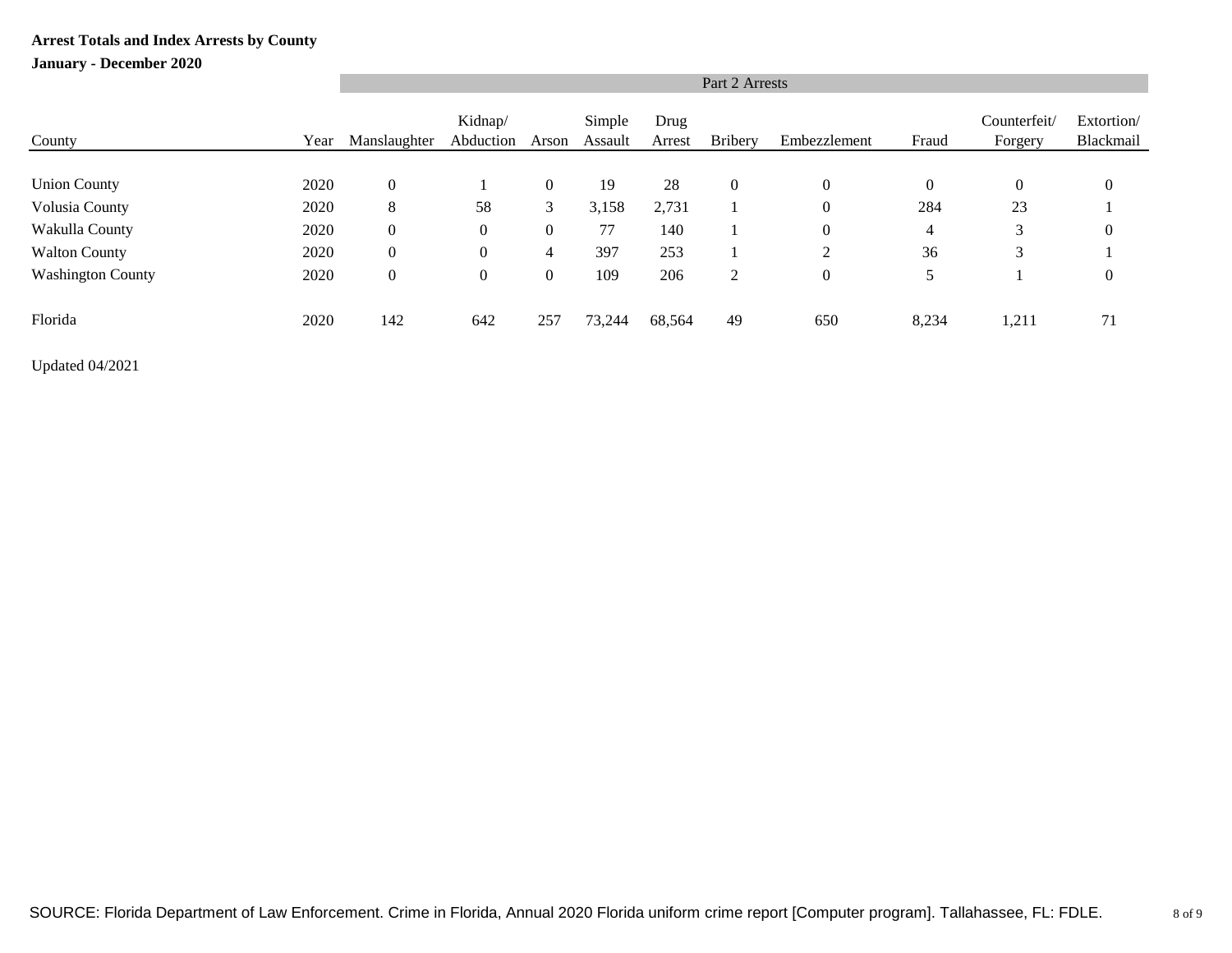**Arrest Totals and Index Arrests by County**

**January - December 2020**

| | | Part 2 Arrests | | | | | | | | | |
|---|---|---|---|---|---|---|---|---|---|---|---|
| County | Year | Manslaughter | Kidnap/ Abduction | Arson | Simple Assault | Drug Arrest | Bribery | Embezzlement | Fraud | Counterfeit/ Forgery | Extortion/ Blackmail |
| Union County | 2020 | 0 | 1 | 0 | 19 | 28 | 0 | 0 | 0 | 0 | 0 |
| Volusia County | 2020 | 8 | 58 | 3 | 3,158 | 2,731 | 1 | 0 | 284 | 23 | 1 |
| Wakulla County | 2020 | 0 | 0 | 0 | 77 | 140 | 1 | 0 | 4 | 3 | 0 |
| Walton County | 2020 | 0 | 0 | 4 | 397 | 253 | 1 | 2 | 36 | 3 | 1 |
| Washington County | 2020 | 0 | 0 | 0 | 109 | 206 | 2 | 0 | 5 | 1 | 0 |
| Florida | 2020 | 142 | 642 | 257 | 73,244 | 68,564 | 49 | 650 | 8,234 | 1,211 | 71 |

Updated 04/2021

SOURCE: Florida Department of Law Enforcement. Crime in Florida, Annual 2020 Florida uniform crime report [Computer program]. Tallahassee, FL: FDLE.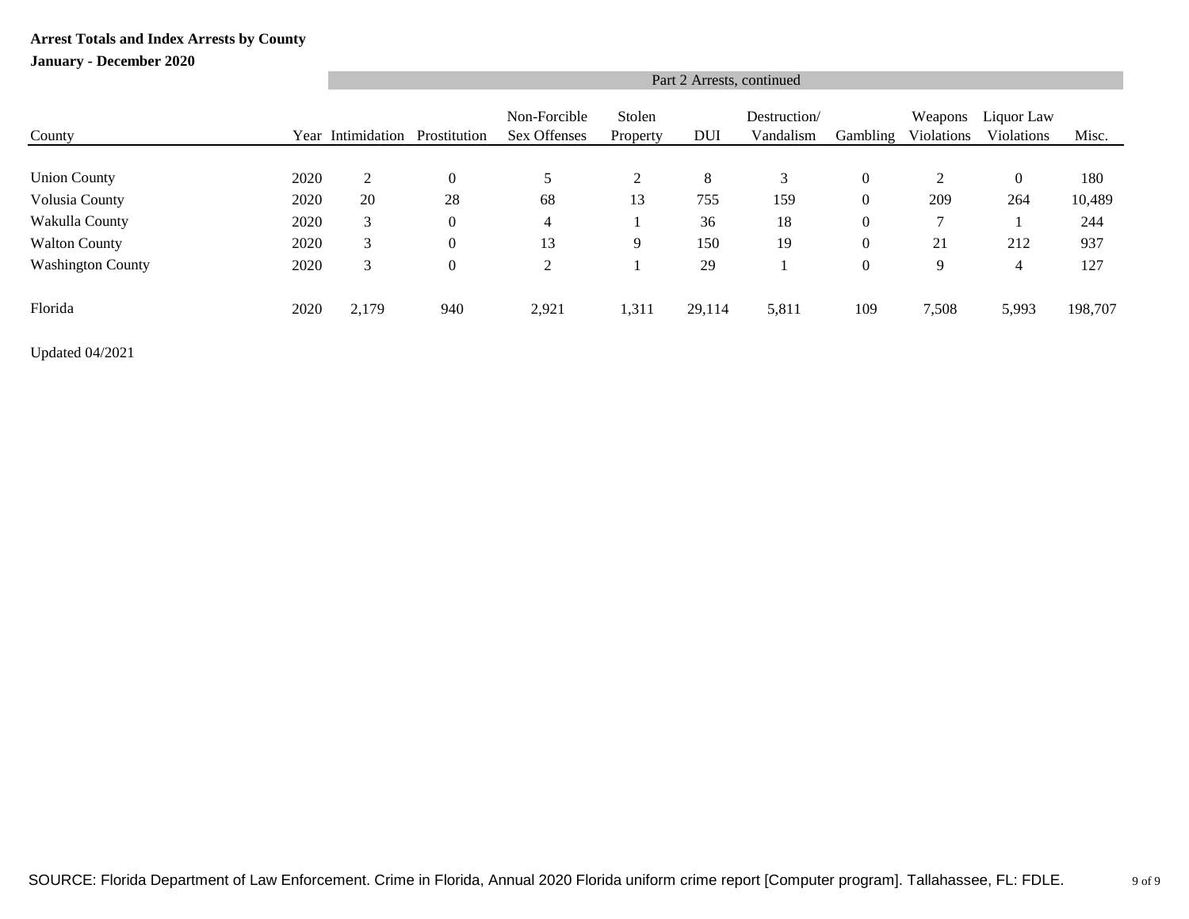**Arrest Totals and Index Arrests by County**

**January - December 2020**

| | | Part 2 Arrests, continued | | | | | | | | | |
|---|---|---|---|---|---|---|---|---|---|---|---|
| County | Year | Intimidation | Prostitution | Non-Forcible Sex Offenses | Stolen Property | DUI | Destruction/ Vandalism | Gambling | Weapons Violations | Liquor Law Violations | Misc. |
| Union County | 2020 | 2 | 0 | 5 | 2 | 8 | 3 | 0 | 2 | 0 | 180 |
| Volusia County | 2020 | 20 | 28 | 68 | 13 | 755 | 159 | 0 | 209 | 264 | 10,489 |
| Wakulla County | 2020 | 3 | 0 | 4 | 1 | 36 | 18 | 0 | 7 | 1 | 244 |
| Walton County | 2020 | 3 | 0 | 13 | 9 | 150 | 19 | 0 | 21 | 212 | 937 |
| Washington County | 2020 | 3 | 0 | 2 | 1 | 29 | 1 | 0 | 9 | 4 | 127 |
| Florida | 2020 | 2,179 | 940 | 2,921 | 1,311 | 29,114 | 5,811 | 109 | 7,508 | 5,993 | 198,707 |

Updated 04/2021

SOURCE: Florida Department of Law Enforcement. Crime in Florida, Annual 2020 Florida uniform crime report [Computer program]. Tallahassee, FL: FDLE.